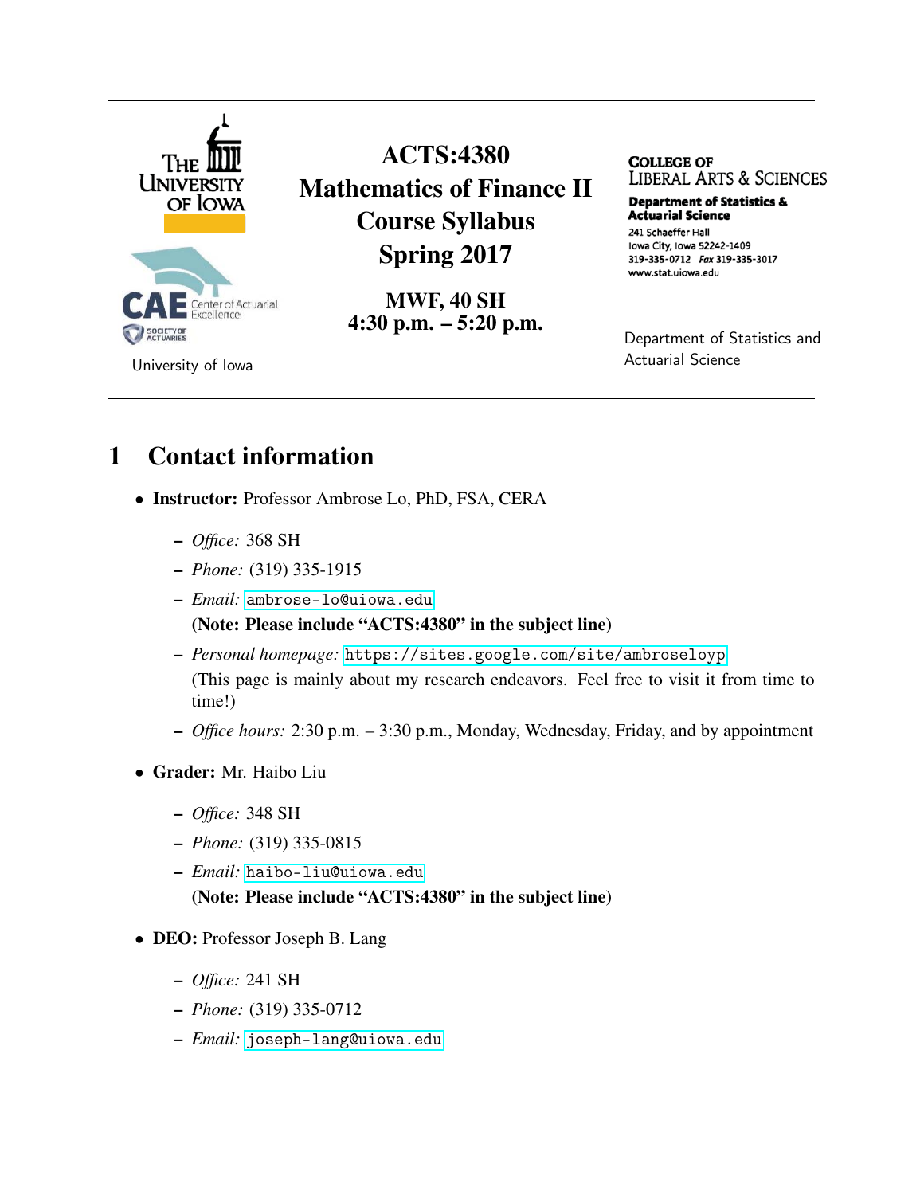The University of Iowa

CAE Center of Actuarial Excellence

Society of Actuaries

University of Iowa

# ACTS:4380 Mathematics of Finance II Course Syllabus Spring 2017

**MWF, 40 SH**
**4:30 p.m. – 5:20 p.m.**

College of Liberal Arts & Sciences
Department of Statistics & Actuarial Science
241 Schaeffer Hall
Iowa City, Iowa 52242-1409
319-335-0712 *Fax* 319-335-3017
www.stat.uiowa.edu

Department of Statistics and Actuarial Science

## 1 Contact information

- **Instructor:** Professor Ambrose Lo, PhD, FSA, CERA
  - *Office:* 368 SH
  - *Phone:* (319) 335-1915
  - *Email:* ambrose-lo@uiowa.edu
    **(Note: Please include "ACTS:4380" in the subject line)**
  - *Personal homepage:* https://sites.google.com/site/ambroseloyp
    (This page is mainly about my research endeavors. Feel free to visit it from time to time!)
  - *Office hours:* 2:30 p.m. – 3:30 p.m., Monday, Wednesday, Friday, and by appointment
- **Grader:** Mr. Haibo Liu
  - *Office:* 348 SH
  - *Phone:* (319) 335-0815
  - *Email:* haibo-liu@uiowa.edu
    **(Note: Please include "ACTS:4380" in the subject line)**
- **DEO:** Professor Joseph B. Lang
  - *Office:* 241 SH
  - *Phone:* (319) 335-0712
  - *Email:* joseph-lang@uiowa.edu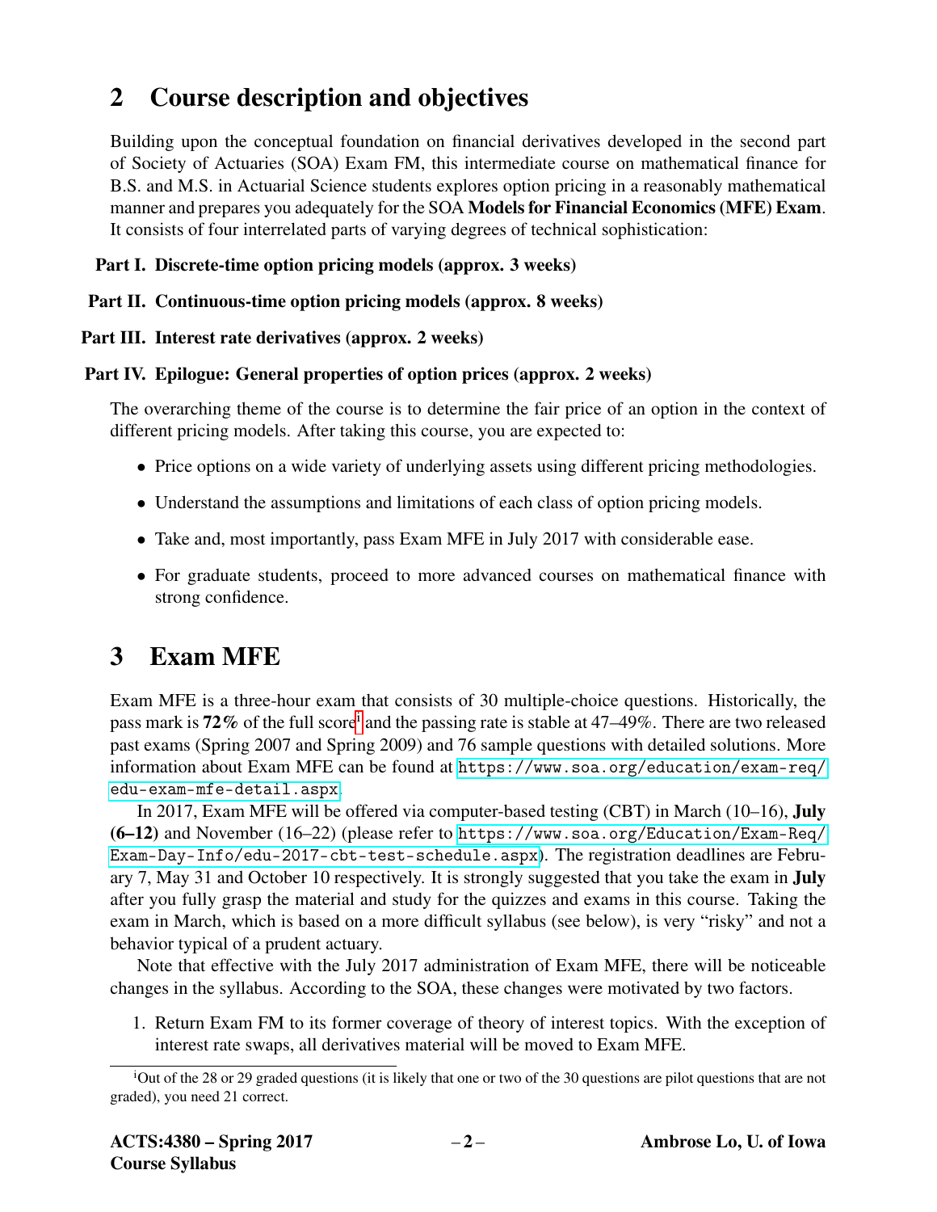## 2 Course description and objectives

Building upon the conceptual foundation on financial derivatives developed in the second part of Society of Actuaries (SOA) Exam FM, this intermediate course on mathematical finance for B.S. and M.S. in Actuarial Science students explores option pricing in a reasonably mathematical manner and prepares you adequately for the SOA **Models for Financial Economics (MFE) Exam**. It consists of four interrelated parts of varying degrees of technical sophistication:

**Part I. Discrete-time option pricing models (approx. 3 weeks)**

**Part II. Continuous-time option pricing models (approx. 8 weeks)**

**Part III. Interest rate derivatives (approx. 2 weeks)**

**Part IV. Epilogue: General properties of option prices (approx. 2 weeks)**

The overarching theme of the course is to determine the fair price of an option in the context of different pricing models. After taking this course, you are expected to:

- Price options on a wide variety of underlying assets using different pricing methodologies.
- Understand the assumptions and limitations of each class of option pricing models.
- Take and, most importantly, pass Exam MFE in July 2017 with considerable ease.
- For graduate students, proceed to more advanced courses on mathematical finance with strong confidence.

## 3 Exam MFE

Exam MFE is a three-hour exam that consists of 30 multiple-choice questions. Historically, the pass mark is **72%** of the full score[i] and the passing rate is stable at 47–49%. There are two released past exams (Spring 2007 and Spring 2009) and 76 sample questions with detailed solutions. More information about Exam MFE can be found at https://www.soa.org/education/exam-req/edu-exam-mfe-detail.aspx.

In 2017, Exam MFE will be offered via computer-based testing (CBT) in March (10–16), **July (6–12)** and November (16–22) (please refer to https://www.soa.org/Education/Exam-Req/Exam-Day-Info/edu-2017-cbt-test-schedule.aspx). The registration deadlines are February 7, May 31 and October 10 respectively. It is strongly suggested that you take the exam in **July** after you fully grasp the material and study for the quizzes and exams in this course. Taking the exam in March, which is based on a more difficult syllabus (see below), is very "risky" and not a behavior typical of a prudent actuary.

Note that effective with the July 2017 administration of Exam MFE, there will be noticeable changes in the syllabus. According to the SOA, these changes were motivated by two factors.

1. Return Exam FM to its former coverage of theory of interest topics. With the exception of interest rate swaps, all derivatives material will be moved to Exam MFE.

---

[i] Out of the 28 or 29 graded questions (it is likely that one or two of the 30 questions are pilot questions that are not graded), you need 21 correct.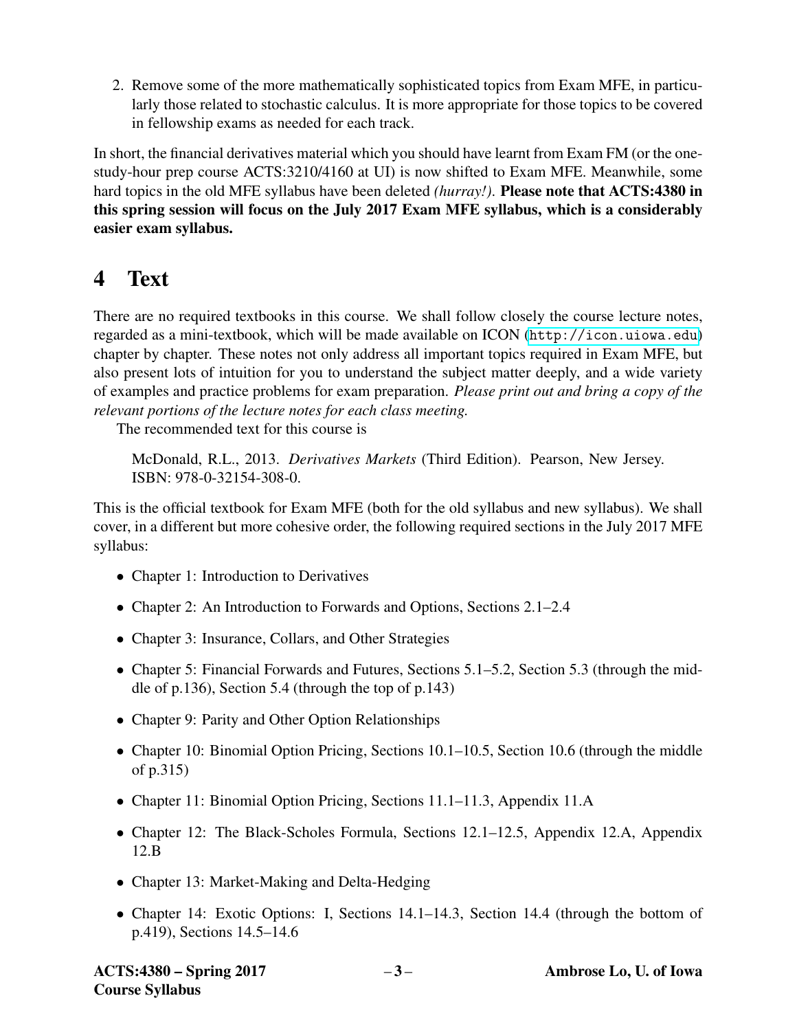2. Remove some of the more mathematically sophisticated topics from Exam MFE, in particularly those related to stochastic calculus. It is more appropriate for those topics to be covered in fellowship exams as needed for each track.

In short, the financial derivatives material which you should have learnt from Exam FM (or the one-study-hour prep course ACTS:3210/4160 at UI) is now shifted to Exam MFE. Meanwhile, some hard topics in the old MFE syllabus have been deleted *(hurray!)*. **Please note that ACTS:4380 in this spring session will focus on the July 2017 Exam MFE syllabus, which is a considerably easier exam syllabus.**

# 4 Text

There are no required textbooks in this course. We shall follow closely the course lecture notes, regarded as a mini-textbook, which will be made available on ICON (`http://icon.uiowa.edu`) chapter by chapter. These notes not only address all important topics required in Exam MFE, but also present lots of intuition for you to understand the subject matter deeply, and a wide variety of examples and practice problems for exam preparation. *Please print out and bring a copy of the relevant portions of the lecture notes for each class meeting.*

The recommended text for this course is

> McDonald, R.L., 2013. *Derivatives Markets* (Third Edition). Pearson, New Jersey. ISBN: 978-0-32154-308-0.

This is the official textbook for Exam MFE (both for the old syllabus and new syllabus). We shall cover, in a different but more cohesive order, the following required sections in the July 2017 MFE syllabus:

- Chapter 1: Introduction to Derivatives
- Chapter 2: An Introduction to Forwards and Options, Sections 2.1–2.4
- Chapter 3: Insurance, Collars, and Other Strategies
- Chapter 5: Financial Forwards and Futures, Sections 5.1–5.2, Section 5.3 (through the middle of p.136), Section 5.4 (through the top of p.143)
- Chapter 9: Parity and Other Option Relationships
- Chapter 10: Binomial Option Pricing, Sections 10.1–10.5, Section 10.6 (through the middle of p.315)
- Chapter 11: Binomial Option Pricing, Sections 11.1–11.3, Appendix 11.A
- Chapter 12: The Black-Scholes Formula, Sections 12.1–12.5, Appendix 12.A, Appendix 12.B
- Chapter 13: Market-Making and Delta-Hedging
- Chapter 14: Exotic Options: I, Sections 14.1–14.3, Section 14.4 (through the bottom of p.419), Sections 14.5–14.6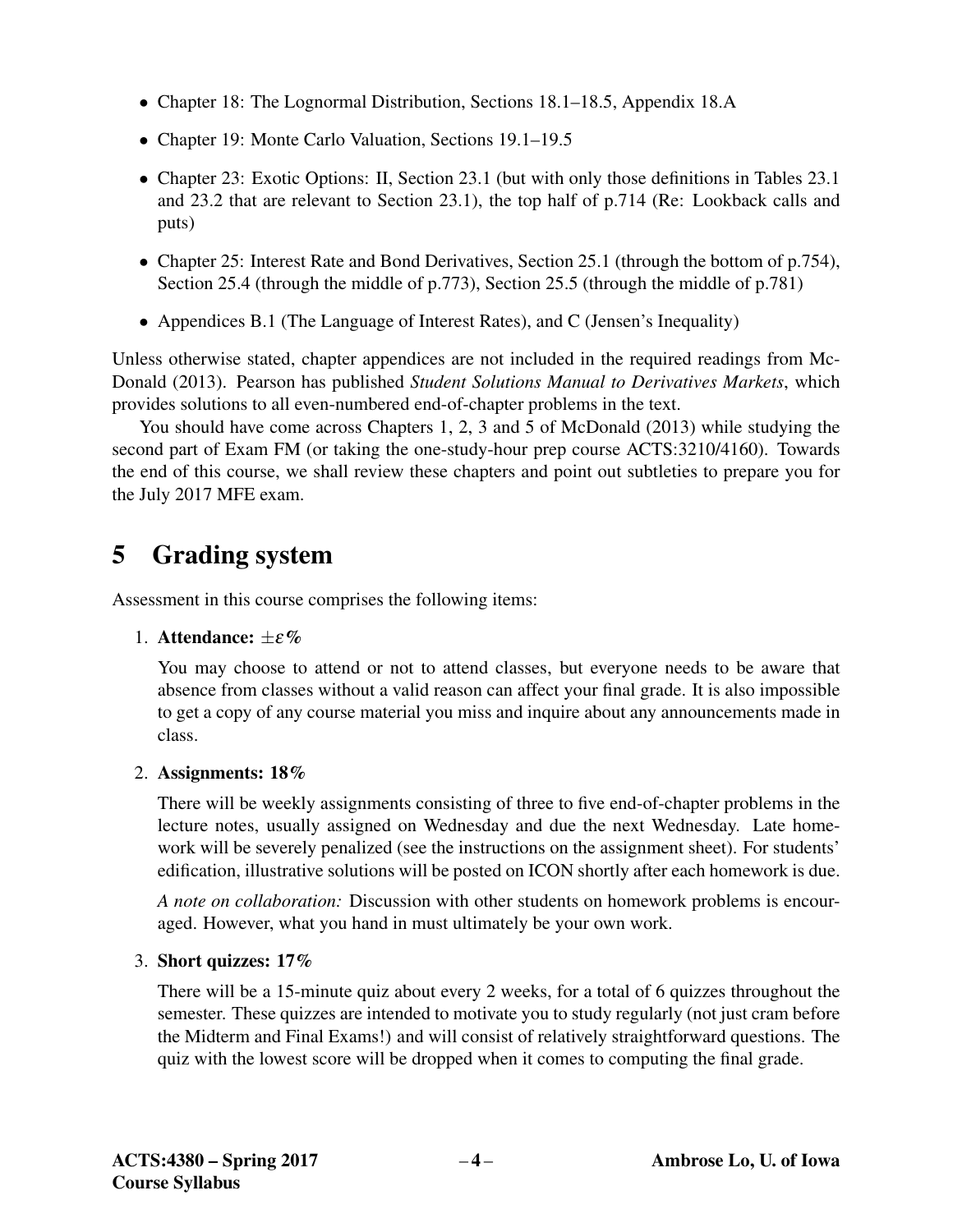- Chapter 18: The Lognormal Distribution, Sections 18.1–18.5, Appendix 18.A
- Chapter 19: Monte Carlo Valuation, Sections 19.1–19.5
- Chapter 23: Exotic Options: II, Section 23.1 (but with only those definitions in Tables 23.1 and 23.2 that are relevant to Section 23.1), the top half of p.714 (Re: Lookback calls and puts)
- Chapter 25: Interest Rate and Bond Derivatives, Section 25.1 (through the bottom of p.754), Section 25.4 (through the middle of p.773), Section 25.5 (through the middle of p.781)
- Appendices B.1 (The Language of Interest Rates), and C (Jensen's Inequality)

Unless otherwise stated, chapter appendices are not included in the required readings from McDonald (2013). Pearson has published *Student Solutions Manual to Derivatives Markets*, which provides solutions to all even-numbered end-of-chapter problems in the text.

You should have come across Chapters 1, 2, 3 and 5 of McDonald (2013) while studying the second part of Exam FM (or taking the one-study-hour prep course ACTS:3210/4160). Towards the end of this course, we shall review these chapters and point out subtleties to prepare you for the July 2017 MFE exam.

# 5 Grading system

Assessment in this course comprises the following items:

1. **Attendance: $\pm\varepsilon$%**

   You may choose to attend or not to attend classes, but everyone needs to be aware that absence from classes without a valid reason can affect your final grade. It is also impossible to get a copy of any course material you miss and inquire about any announcements made in class.

2. **Assignments: 18%**

   There will be weekly assignments consisting of three to five end-of-chapter problems in the lecture notes, usually assigned on Wednesday and due the next Wednesday. Late homework will be severely penalized (see the instructions on the assignment sheet). For students' edification, illustrative solutions will be posted on ICON shortly after each homework is due.

   *A note on collaboration:* Discussion with other students on homework problems is encouraged. However, what you hand in must ultimately be your own work.

3. **Short quizzes: 17%**

   There will be a 15-minute quiz about every 2 weeks, for a total of 6 quizzes throughout the semester. These quizzes are intended to motivate you to study regularly (not just cram before the Midterm and Final Exams!) and will consist of relatively straightforward questions. The quiz with the lowest score will be dropped when it comes to computing the final grade.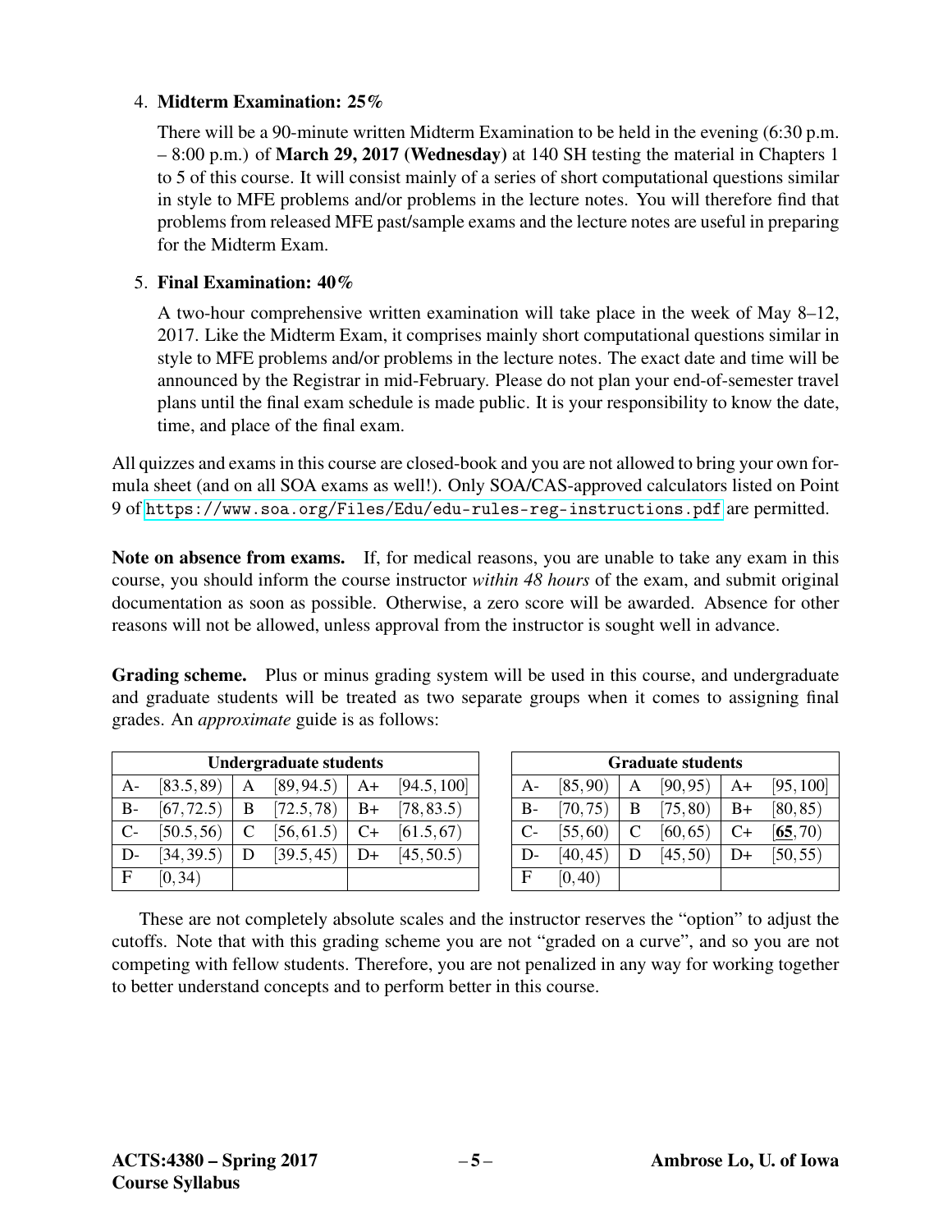4. **Midterm Examination: 25%**

   There will be a 90-minute written Midterm Examination to be held in the evening (6:30 p.m. – 8:00 p.m.) of **March 29, 2017 (Wednesday)** at 140 SH testing the material in Chapters 1 to 5 of this course. It will consist mainly of a series of short computational questions similar in style to MFE problems and/or problems in the lecture notes. You will therefore find that problems from released MFE past/sample exams and the lecture notes are useful in preparing for the Midterm Exam.

5. **Final Examination: 40%**

   A two-hour comprehensive written examination will take place in the week of May 8–12, 2017. Like the Midterm Exam, it comprises mainly short computational questions similar in style to MFE problems and/or problems in the lecture notes. The exact date and time will be announced by the Registrar in mid-February. Please do not plan your end-of-semester travel plans until the final exam schedule is made public. It is your responsibility to know the date, time, and place of the final exam.

All quizzes and exams in this course are closed-book and you are not allowed to bring your own formula sheet (and on all SOA exams as well!). Only SOA/CAS-approved calculators listed on Point 9 of https://www.soa.org/Files/Edu/edu-rules-reg-instructions.pdf are permitted.

**Note on absence from exams.** If, for medical reasons, you are unable to take any exam in this course, you should inform the course instructor *within 48 hours* of the exam, and submit original documentation as soon as possible. Otherwise, a zero score will be awarded. Absence for other reasons will not be allowed, unless approval from the instructor is sought well in advance.

**Grading scheme.** Plus or minus grading system will be used in this course, and undergraduate and graduate students will be treated as two separate groups when it comes to assigning final grades. An *approximate* guide is as follows:

| **Undergraduate students** | | | | | |
|---|---|---|---|---|---|
| A- | $[83.5, 89)$ | A | $[89, 94.5)$ | A+ | $[94.5, 100]$ |
| B- | $[67, 72.5)$ | B | $[72.5, 78)$ | B+ | $[78, 83.5)$ |
| C- | $[50.5, 56)$ | C | $[56, 61.5)$ | C+ | $[61.5, 67)$ |
| D- | $[34, 39.5)$ | D | $[39.5, 45)$ | D+ | $[45, 50.5)$ |
| F | $[0, 34)$ | | | | |

| **Graduate students** | | | | | |
|---|---|---|---|---|---|
| A- | $[85, 90)$ | A | $[90, 95)$ | A+ | $[95, 100]$ |
| B- | $[70, 75)$ | B | $[75, 80)$ | B+ | $[80, 85)$ |
| C- | $[55, 60)$ | C | $[60, 65)$ | C+ | $[\underline{\mathbf{65}}, 70)$ |
| D- | $[40, 45)$ | D | $[45, 50)$ | D+ | $[50, 55)$ |
| F | $[0, 40)$ | | | | |

These are not completely absolute scales and the instructor reserves the "option" to adjust the cutoffs. Note that with this grading scheme you are not "graded on a curve", and so you are not competing with fellow students. Therefore, you are not penalized in any way for working together to better understand concepts and to perform better in this course.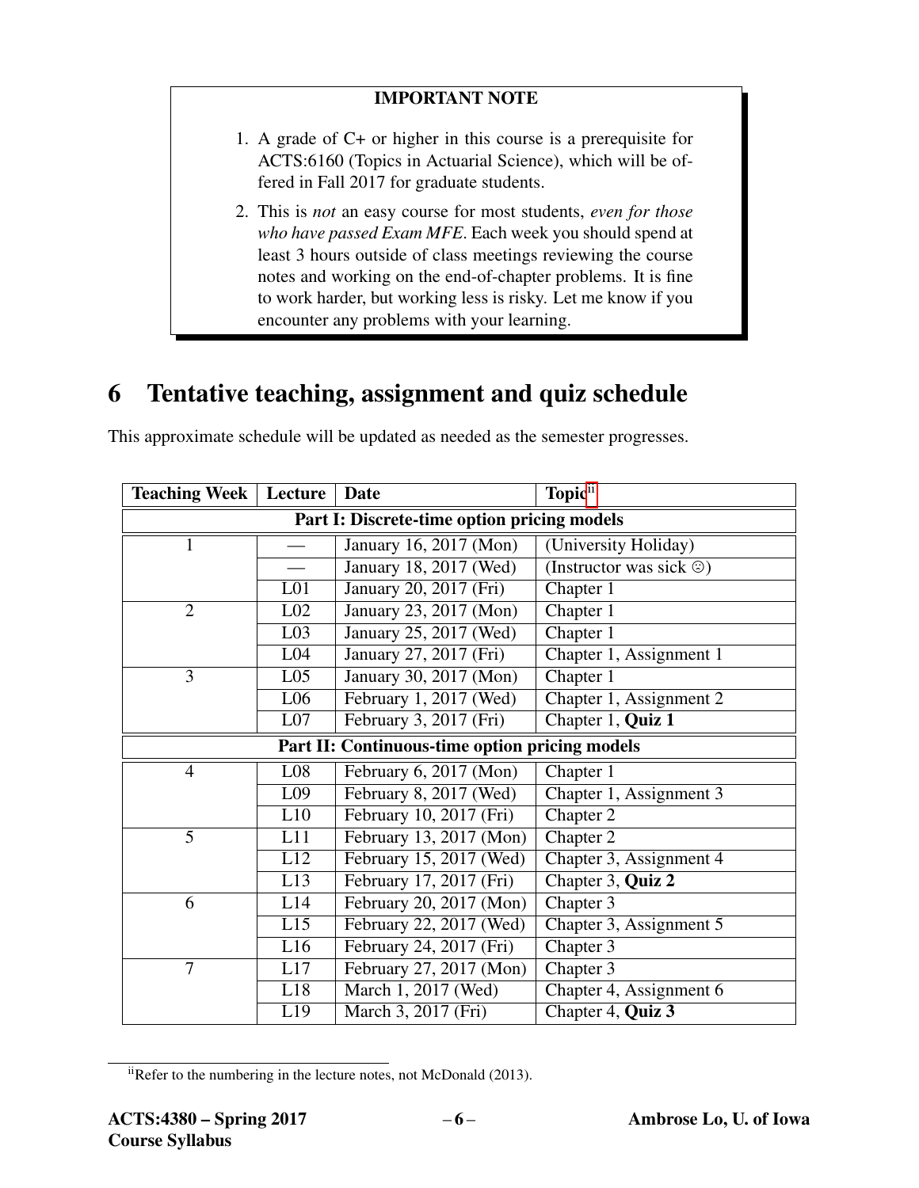**IMPORTANT NOTE**

1. A grade of C+ or higher in this course is a prerequisite for ACTS:6160 (Topics in Actuarial Science), which will be offered in Fall 2017 for graduate students.
2. This is *not* an easy course for most students, *even for those who have passed Exam MFE*. Each week you should spend at least 3 hours outside of class meetings reviewing the course notes and working on the end-of-chapter problems. It is fine to work harder, but working less is risky. Let me know if you encounter any problems with your learning.

# 6 Tentative teaching, assignment and quiz schedule

This approximate schedule will be updated as needed as the semester progresses.

| Teaching Week | Lecture | Date | Topic[ii] |
|---|---|---|---|
| **Part I: Discrete-time option pricing models** | | | |
| 1 | — | January 16, 2017 (Mon) | (University Holiday) |
| | — | January 18, 2017 (Wed) | (Instructor was sick ☹) |
| | L01 | January 20, 2017 (Fri) | Chapter 1 |
| 2 | L02 | January 23, 2017 (Mon) | Chapter 1 |
| | L03 | January 25, 2017 (Wed) | Chapter 1 |
| | L04 | January 27, 2017 (Fri) | Chapter 1, Assignment 1 |
| 3 | L05 | January 30, 2017 (Mon) | Chapter 1 |
| | L06 | February 1, 2017 (Wed) | Chapter 1, Assignment 2 |
| | L07 | February 3, 2017 (Fri) | Chapter 1, **Quiz 1** |
| **Part II: Continuous-time option pricing models** | | | |
| 4 | L08 | February 6, 2017 (Mon) | Chapter 1 |
| | L09 | February 8, 2017 (Wed) | Chapter 1, Assignment 3 |
| | L10 | February 10, 2017 (Fri) | Chapter 2 |
| 5 | L11 | February 13, 2017 (Mon) | Chapter 2 |
| | L12 | February 15, 2017 (Wed) | Chapter 3, Assignment 4 |
| | L13 | February 17, 2017 (Fri) | Chapter 3, **Quiz 2** |
| 6 | L14 | February 20, 2017 (Mon) | Chapter 3 |
| | L15 | February 22, 2017 (Wed) | Chapter 3, Assignment 5 |
| | L16 | February 24, 2017 (Fri) | Chapter 3 |
| 7 | L17 | February 27, 2017 (Mon) | Chapter 3 |
| | L18 | March 1, 2017 (Wed) | Chapter 4, Assignment 6 |
| | L19 | March 3, 2017 (Fri) | Chapter 4, **Quiz 3** |

[ii] Refer to the numbering in the lecture notes, not McDonald (2013).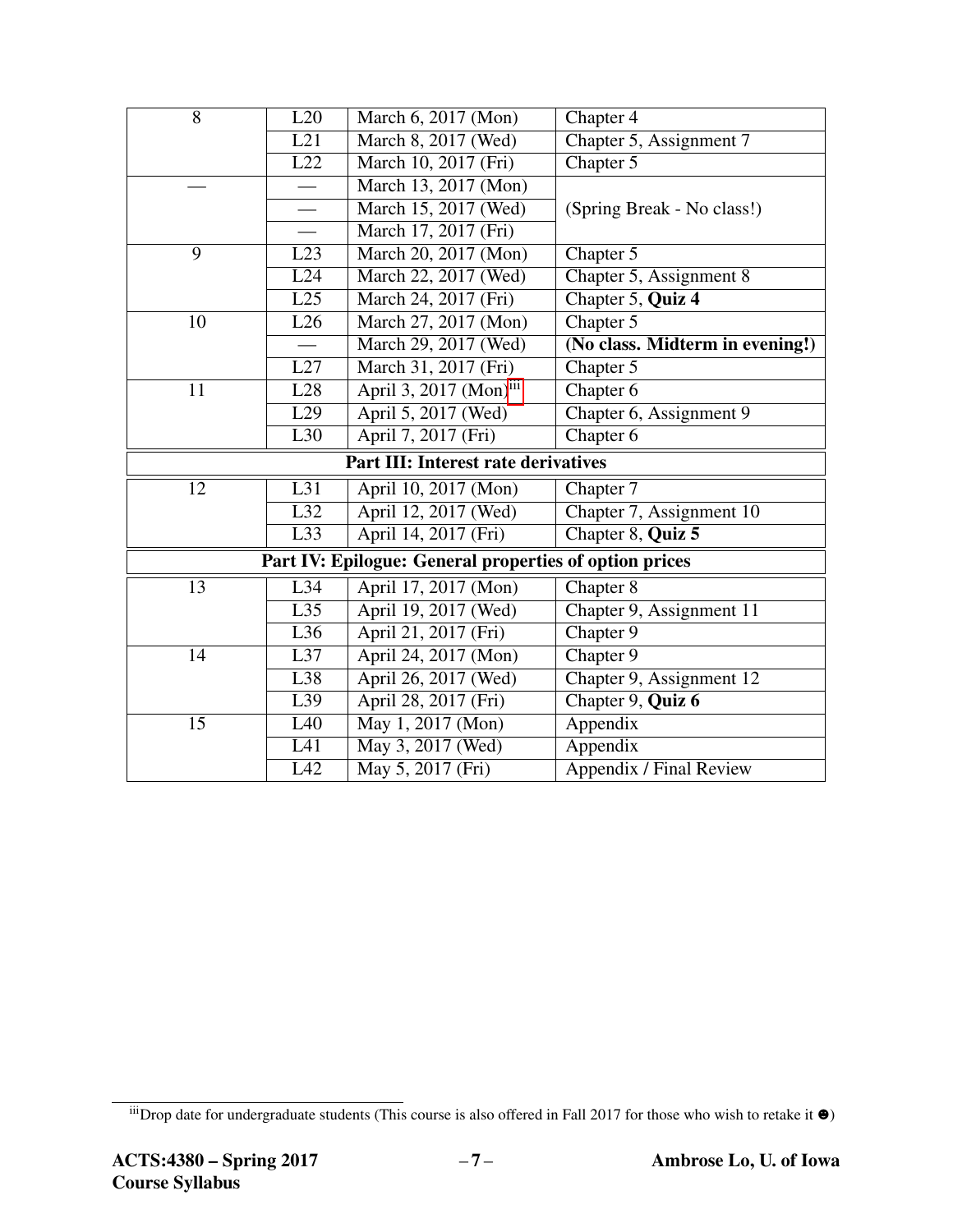| | | | |
|---|---|---|---|
| 8 | L20 | March 6, 2017 (Mon) | Chapter 4 |
| | L21 | March 8, 2017 (Wed) | Chapter 5, Assignment 7 |
| | L22 | March 10, 2017 (Fri) | Chapter 5 |
| — | — | March 13, 2017 (Mon) | (Spring Break - No class!) |
| | — | March 15, 2017 (Wed) | |
| | — | March 17, 2017 (Fri) | |
| 9 | L23 | March 20, 2017 (Mon) | Chapter 5 |
| | L24 | March 22, 2017 (Wed) | Chapter 5, Assignment 8 |
| | L25 | March 24, 2017 (Fri) | Chapter 5, **Quiz 4** |
| 10 | L26 | March 27, 2017 (Mon) | Chapter 5 |
| | — | March 29, 2017 (Wed) | **(No class. Midterm in evening!)** |
| | L27 | March 31, 2017 (Fri) | Chapter 5 |
| 11 | L28 | April 3, 2017 (Mon)[iii] | Chapter 6 |
| | L29 | April 5, 2017 (Wed) | Chapter 6, Assignment 9 |
| | L30 | April 7, 2017 (Fri) | Chapter 6 |
| **Part III: Interest rate derivatives** | | | |
| 12 | L31 | April 10, 2017 (Mon) | Chapter 7 |
| | L32 | April 12, 2017 (Wed) | Chapter 7, Assignment 10 |
| | L33 | April 14, 2017 (Fri) | Chapter 8, **Quiz 5** |
| **Part IV: Epilogue: General properties of option prices** | | | |
| 13 | L34 | April 17, 2017 (Mon) | Chapter 8 |
| | L35 | April 19, 2017 (Wed) | Chapter 9, Assignment 11 |
| | L36 | April 21, 2017 (Fri) | Chapter 9 |
| 14 | L37 | April 24, 2017 (Mon) | Chapter 9 |
| | L38 | April 26, 2017 (Wed) | Chapter 9, Assignment 12 |
| | L39 | April 28, 2017 (Fri) | Chapter 9, **Quiz 6** |
| 15 | L40 | May 1, 2017 (Mon) | Appendix |
| | L41 | May 3, 2017 (Wed) | Appendix |
| | L42 | May 5, 2017 (Fri) | Appendix / Final Review |

[iii] Drop date for undergraduate students (This course is also offered in Fall 2017 for those who wish to retake it ☻)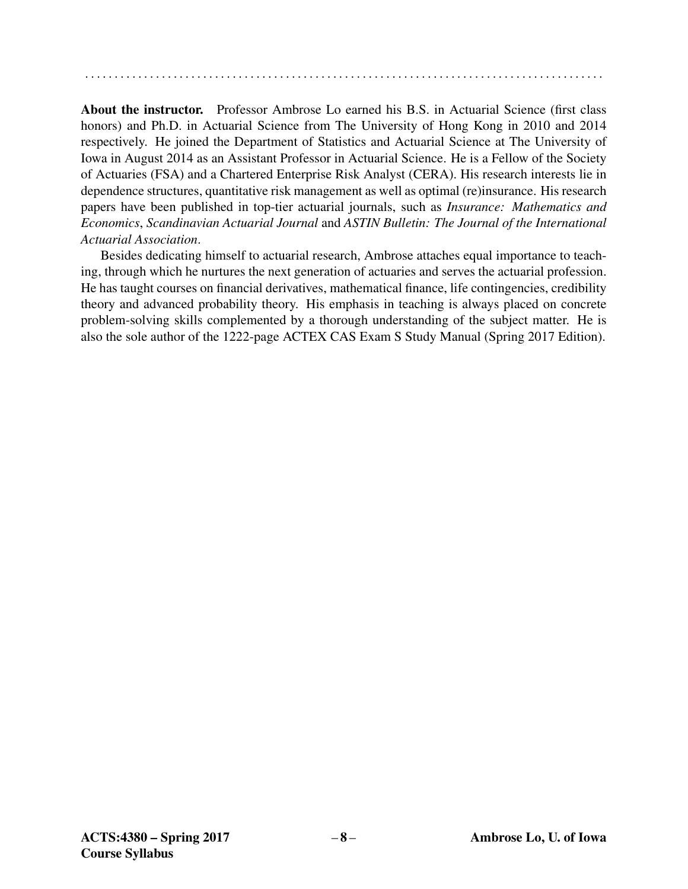**About the instructor.** Professor Ambrose Lo earned his B.S. in Actuarial Science (first class honors) and Ph.D. in Actuarial Science from The University of Hong Kong in 2010 and 2014 respectively. He joined the Department of Statistics and Actuarial Science at The University of Iowa in August 2014 as an Assistant Professor in Actuarial Science. He is a Fellow of the Society of Actuaries (FSA) and a Chartered Enterprise Risk Analyst (CERA). His research interests lie in dependence structures, quantitative risk management as well as optimal (re)insurance. His research papers have been published in top-tier actuarial journals, such as *Insurance: Mathematics and Economics*, *Scandinavian Actuarial Journal* and *ASTIN Bulletin: The Journal of the International Actuarial Association*.

Besides dedicating himself to actuarial research, Ambrose attaches equal importance to teaching, through which he nurtures the next generation of actuaries and serves the actuarial profession. He has taught courses on financial derivatives, mathematical finance, life contingencies, credibility theory and advanced probability theory. His emphasis in teaching is always placed on concrete problem-solving skills complemented by a thorough understanding of the subject matter. He is also the sole author of the 1222-page ACTEX CAS Exam S Study Manual (Spring 2017 Edition).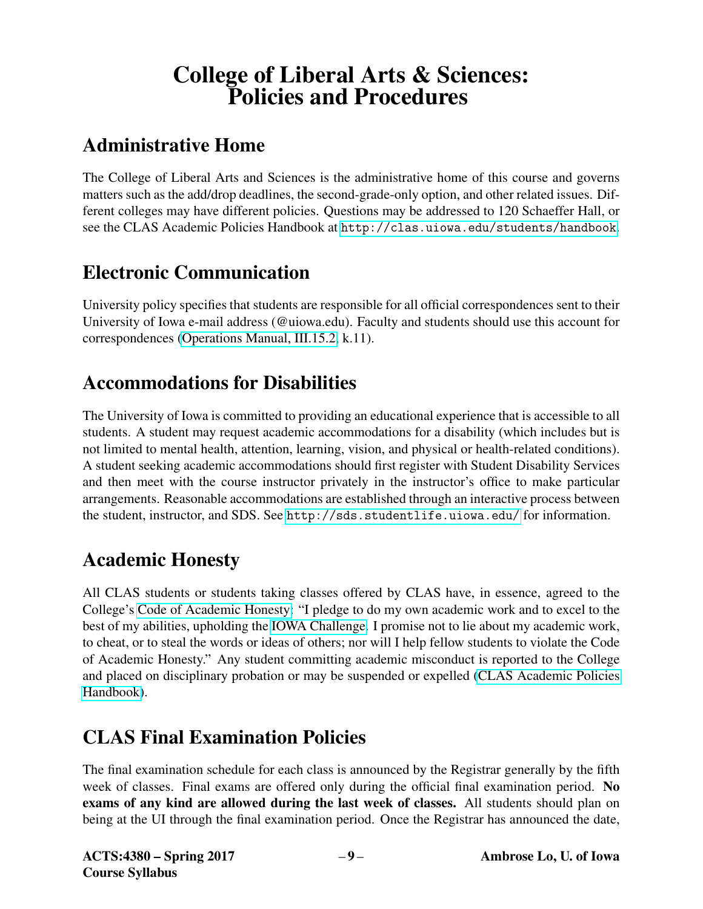# College of Liberal Arts & Sciences: Policies and Procedures

## Administrative Home

The College of Liberal Arts and Sciences is the administrative home of this course and governs matters such as the add/drop deadlines, the second-grade-only option, and other related issues. Different colleges may have different policies. Questions may be addressed to 120 Schaeffer Hall, or see the CLAS Academic Policies Handbook at http://clas.uiowa.edu/students/handbook.

## Electronic Communication

University policy specifies that students are responsible for all official correspondences sent to their University of Iowa e-mail address (@uiowa.edu). Faculty and students should use this account for correspondences (Operations Manual, III.15.2, k.11).

## Accommodations for Disabilities

The University of Iowa is committed to providing an educational experience that is accessible to all students. A student may request academic accommodations for a disability (which includes but is not limited to mental health, attention, learning, vision, and physical or health-related conditions). A student seeking academic accommodations should first register with Student Disability Services and then meet with the course instructor privately in the instructor's office to make particular arrangements. Reasonable accommodations are established through an interactive process between the student, instructor, and SDS. See http://sds.studentlife.uiowa.edu/ for information.

## Academic Honesty

All CLAS students or students taking classes offered by CLAS have, in essence, agreed to the College's Code of Academic Honesty: "I pledge to do my own academic work and to excel to the best of my abilities, upholding the IOWA Challenge. I promise not to lie about my academic work, to cheat, or to steal the words or ideas of others; nor will I help fellow students to violate the Code of Academic Honesty." Any student committing academic misconduct is reported to the College and placed on disciplinary probation or may be suspended or expelled (CLAS Academic Policies Handbook).

## CLAS Final Examination Policies

The final examination schedule for each class is announced by the Registrar generally by the fifth week of classes. Final exams are offered only during the official final examination period. **No exams of any kind are allowed during the last week of classes.** All students should plan on being at the UI through the final examination period. Once the Registrar has announced the date,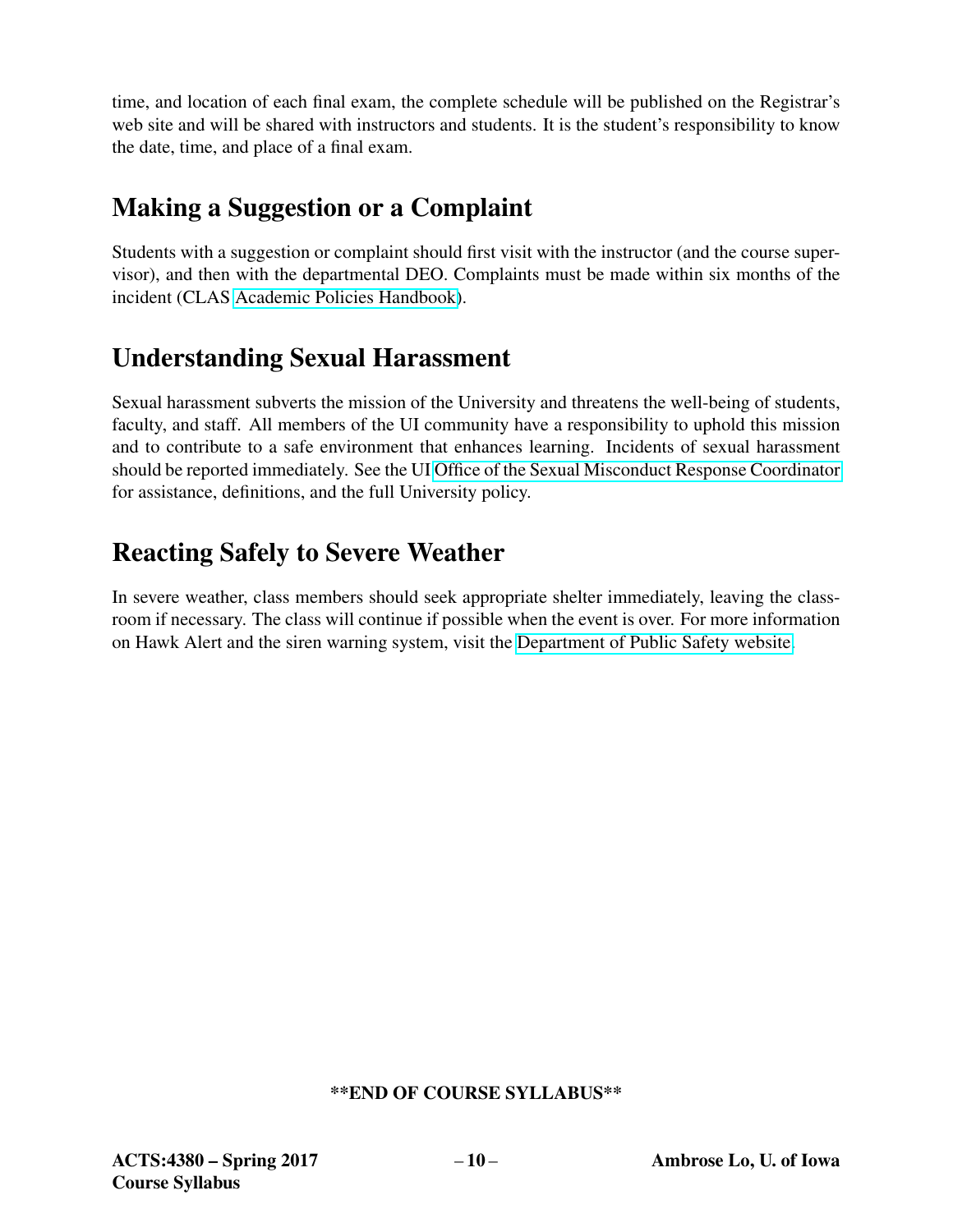time, and location of each final exam, the complete schedule will be published on the Registrar's web site and will be shared with instructors and students. It is the student's responsibility to know the date, time, and place of a final exam.

## Making a Suggestion or a Complaint

Students with a suggestion or complaint should first visit with the instructor (and the course supervisor), and then with the departmental DEO. Complaints must be made within six months of the incident (CLAS Academic Policies Handbook).

## Understanding Sexual Harassment

Sexual harassment subverts the mission of the University and threatens the well-being of students, faculty, and staff. All members of the UI community have a responsibility to uphold this mission and to contribute to a safe environment that enhances learning. Incidents of sexual harassment should be reported immediately. See the UI Office of the Sexual Misconduct Response Coordinator for assistance, definitions, and the full University policy.

## Reacting Safely to Severe Weather

In severe weather, class members should seek appropriate shelter immediately, leaving the classroom if necessary. The class will continue if possible when the event is over. For more information on Hawk Alert and the siren warning system, visit the Department of Public Safety website.

**\*\*END OF COURSE SYLLABUS\*\***